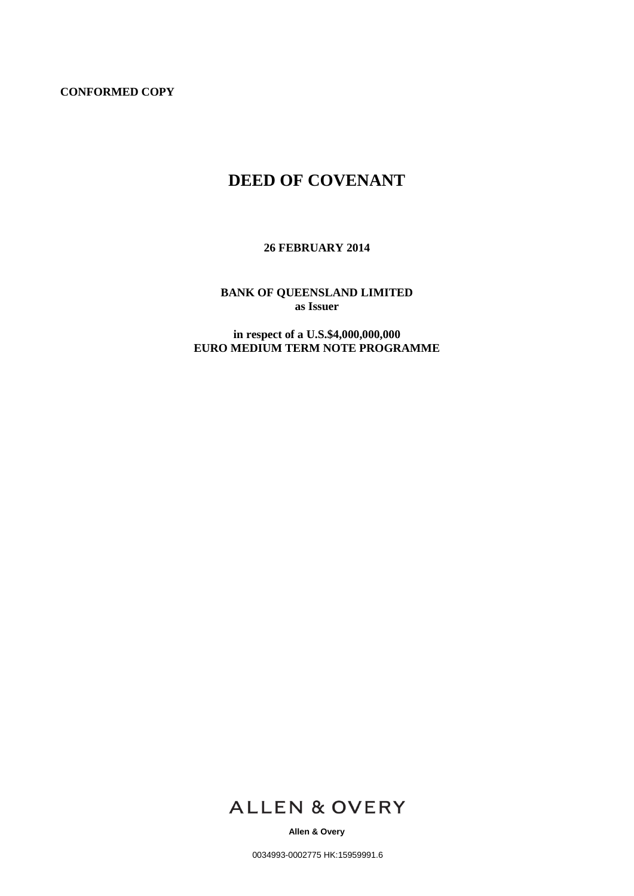**CONFORMED COPY**

# DEED OF COVENANT

**26 FEBRUARY 2014**

**BANK OF QUEENSLAND LIMITED**
**as Issuer**

**in respect of a U.S.$4,000,000,000**
**EURO MEDIUM TERM NOTE PROGRAMME**

ALLEN & OVERY

**Allen & Overy**

0034993-0002775 HK:15959991.6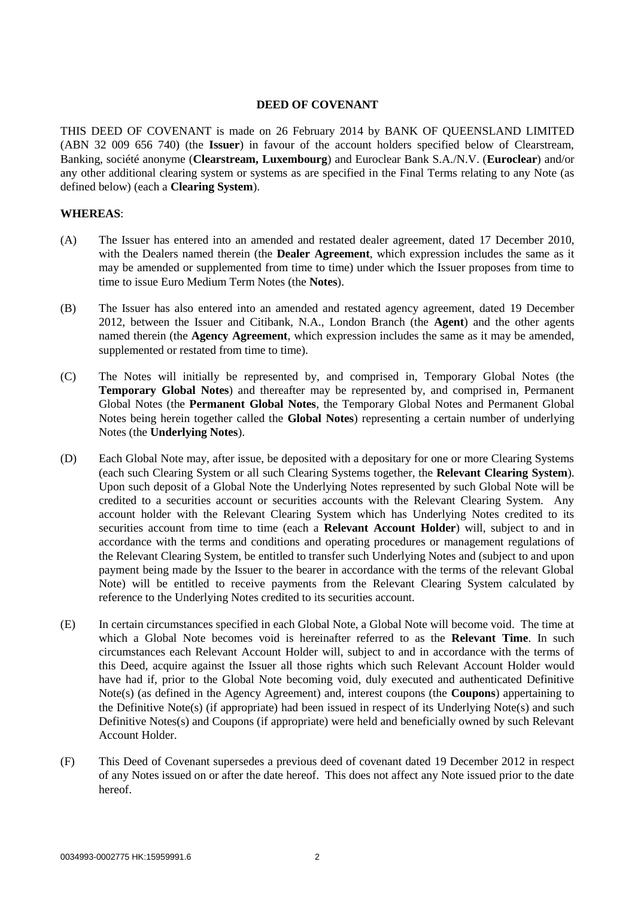**DEED OF COVENANT**

THIS DEED OF COVENANT is made on 26 February 2014 by BANK OF QUEENSLAND LIMITED (ABN 32 009 656 740) (the **Issuer**) in favour of the account holders specified below of Clearstream, Banking, société anonyme (**Clearstream, Luxembourg**) and Euroclear Bank S.A./N.V. (**Euroclear**) and/or any other additional clearing system or systems as are specified in the Final Terms relating to any Note (as defined below) (each a **Clearing System**).

**WHEREAS**:

(A) The Issuer has entered into an amended and restated dealer agreement, dated 17 December 2010, with the Dealers named therein (the **Dealer Agreement**, which expression includes the same as it may be amended or supplemented from time to time) under which the Issuer proposes from time to time to issue Euro Medium Term Notes (the **Notes**).

(B) The Issuer has also entered into an amended and restated agency agreement, dated 19 December 2012, between the Issuer and Citibank, N.A., London Branch (the **Agent**) and the other agents named therein (the **Agency Agreement**, which expression includes the same as it may be amended, supplemented or restated from time to time).

(C) The Notes will initially be represented by, and comprised in, Temporary Global Notes (the **Temporary Global Notes**) and thereafter may be represented by, and comprised in, Permanent Global Notes (the **Permanent Global Notes**, the Temporary Global Notes and Permanent Global Notes being herein together called the **Global Notes**) representing a certain number of underlying Notes (the **Underlying Notes**).

(D) Each Global Note may, after issue, be deposited with a depositary for one or more Clearing Systems (each such Clearing System or all such Clearing Systems together, the **Relevant Clearing System**). Upon such deposit of a Global Note the Underlying Notes represented by such Global Note will be credited to a securities account or securities accounts with the Relevant Clearing System. Any account holder with the Relevant Clearing System which has Underlying Notes credited to its securities account from time to time (each a **Relevant Account Holder**) will, subject to and in accordance with the terms and conditions and operating procedures or management regulations of the Relevant Clearing System, be entitled to transfer such Underlying Notes and (subject to and upon payment being made by the Issuer to the bearer in accordance with the terms of the relevant Global Note) will be entitled to receive payments from the Relevant Clearing System calculated by reference to the Underlying Notes credited to its securities account.

(E) In certain circumstances specified in each Global Note, a Global Note will become void. The time at which a Global Note becomes void is hereinafter referred to as the **Relevant Time**. In such circumstances each Relevant Account Holder will, subject to and in accordance with the terms of this Deed, acquire against the Issuer all those rights which such Relevant Account Holder would have had if, prior to the Global Note becoming void, duly executed and authenticated Definitive Note(s) (as defined in the Agency Agreement) and, interest coupons (the **Coupons**) appertaining to the Definitive Note(s) (if appropriate) had been issued in respect of its Underlying Note(s) and such Definitive Notes(s) and Coupons (if appropriate) were held and beneficially owned by such Relevant Account Holder.

(F) This Deed of Covenant supersedes a previous deed of covenant dated 19 December 2012 in respect of any Notes issued on or after the date hereof. This does not affect any Note issued prior to the date hereof.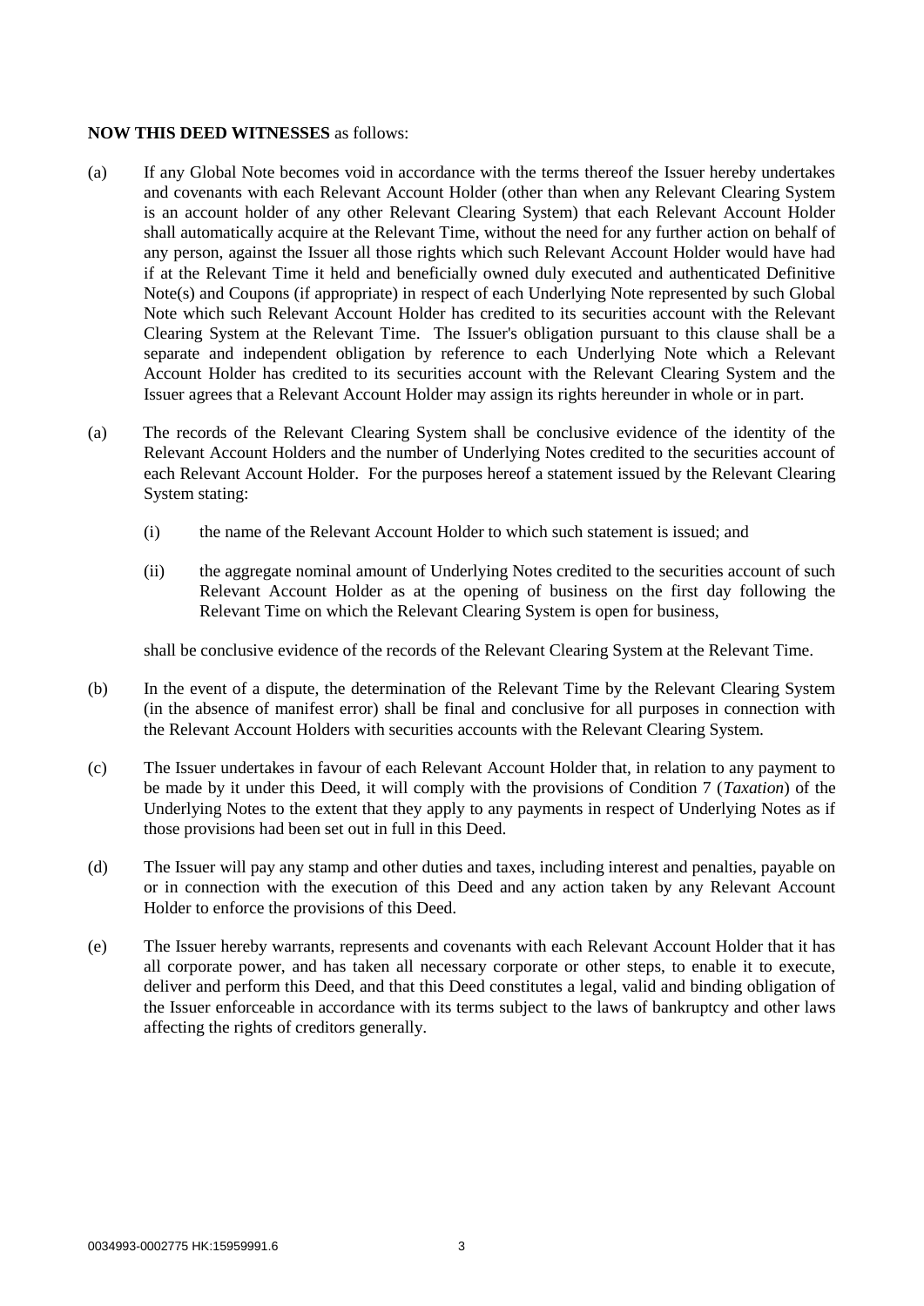**NOW THIS DEED WITNESSES** as follows:

(a) If any Global Note becomes void in accordance with the terms thereof the Issuer hereby undertakes and covenants with each Relevant Account Holder (other than when any Relevant Clearing System is an account holder of any other Relevant Clearing System) that each Relevant Account Holder shall automatically acquire at the Relevant Time, without the need for any further action on behalf of any person, against the Issuer all those rights which such Relevant Account Holder would have had if at the Relevant Time it held and beneficially owned duly executed and authenticated Definitive Note(s) and Coupons (if appropriate) in respect of each Underlying Note represented by such Global Note which such Relevant Account Holder has credited to its securities account with the Relevant Clearing System at the Relevant Time. The Issuer's obligation pursuant to this clause shall be a separate and independent obligation by reference to each Underlying Note which a Relevant Account Holder has credited to its securities account with the Relevant Clearing System and the Issuer agrees that a Relevant Account Holder may assign its rights hereunder in whole or in part.

(a) The records of the Relevant Clearing System shall be conclusive evidence of the identity of the Relevant Account Holders and the number of Underlying Notes credited to the securities account of each Relevant Account Holder. For the purposes hereof a statement issued by the Relevant Clearing System stating:

(i) the name of the Relevant Account Holder to which such statement is issued; and

(ii) the aggregate nominal amount of Underlying Notes credited to the securities account of such Relevant Account Holder as at the opening of business on the first day following the Relevant Time on which the Relevant Clearing System is open for business,

shall be conclusive evidence of the records of the Relevant Clearing System at the Relevant Time.

(b) In the event of a dispute, the determination of the Relevant Time by the Relevant Clearing System (in the absence of manifest error) shall be final and conclusive for all purposes in connection with the Relevant Account Holders with securities accounts with the Relevant Clearing System.

(c) The Issuer undertakes in favour of each Relevant Account Holder that, in relation to any payment to be made by it under this Deed, it will comply with the provisions of Condition 7 (*Taxation*) of the Underlying Notes to the extent that they apply to any payments in respect of Underlying Notes as if those provisions had been set out in full in this Deed.

(d) The Issuer will pay any stamp and other duties and taxes, including interest and penalties, payable on or in connection with the execution of this Deed and any action taken by any Relevant Account Holder to enforce the provisions of this Deed.

(e) The Issuer hereby warrants, represents and covenants with each Relevant Account Holder that it has all corporate power, and has taken all necessary corporate or other steps, to enable it to execute, deliver and perform this Deed, and that this Deed constitutes a legal, valid and binding obligation of the Issuer enforceable in accordance with its terms subject to the laws of bankruptcy and other laws affecting the rights of creditors generally.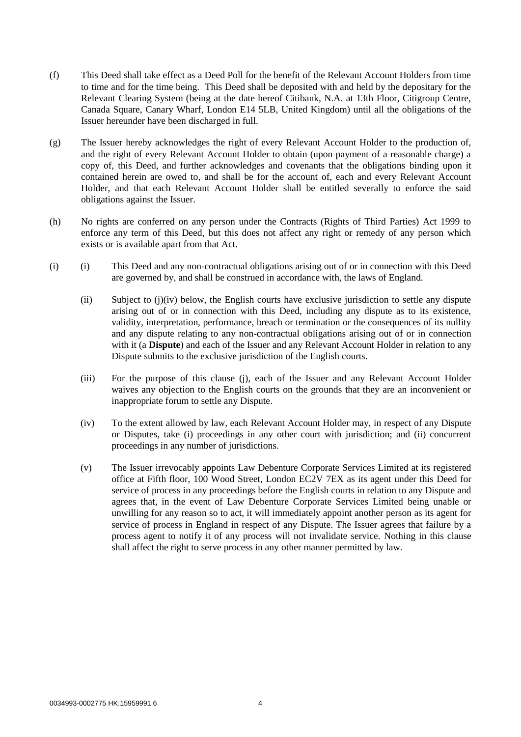(f) This Deed shall take effect as a Deed Poll for the benefit of the Relevant Account Holders from time to time and for the time being. This Deed shall be deposited with and held by the depositary for the Relevant Clearing System (being at the date hereof Citibank, N.A. at 13th Floor, Citigroup Centre, Canada Square, Canary Wharf, London E14 5LB, United Kingdom) until all the obligations of the Issuer hereunder have been discharged in full.

(g) The Issuer hereby acknowledges the right of every Relevant Account Holder to the production of, and the right of every Relevant Account Holder to obtain (upon payment of a reasonable charge) a copy of, this Deed, and further acknowledges and covenants that the obligations binding upon it contained herein are owed to, and shall be for the account of, each and every Relevant Account Holder, and that each Relevant Account Holder shall be entitled severally to enforce the said obligations against the Issuer.

(h) No rights are conferred on any person under the Contracts (Rights of Third Parties) Act 1999 to enforce any term of this Deed, but this does not affect any right or remedy of any person which exists or is available apart from that Act.

(i) (i) This Deed and any non-contractual obligations arising out of or in connection with this Deed are governed by, and shall be construed in accordance with, the laws of England.

(ii) Subject to (j)(iv) below, the English courts have exclusive jurisdiction to settle any dispute arising out of or in connection with this Deed, including any dispute as to its existence, validity, interpretation, performance, breach or termination or the consequences of its nullity and any dispute relating to any non-contractual obligations arising out of or in connection with it (a **Dispute**) and each of the Issuer and any Relevant Account Holder in relation to any Dispute submits to the exclusive jurisdiction of the English courts.

(iii) For the purpose of this clause (j), each of the Issuer and any Relevant Account Holder waives any objection to the English courts on the grounds that they are an inconvenient or inappropriate forum to settle any Dispute.

(iv) To the extent allowed by law, each Relevant Account Holder may, in respect of any Dispute or Disputes, take (i) proceedings in any other court with jurisdiction; and (ii) concurrent proceedings in any number of jurisdictions.

(v) The Issuer irrevocably appoints Law Debenture Corporate Services Limited at its registered office at Fifth floor, 100 Wood Street, London EC2V 7EX as its agent under this Deed for service of process in any proceedings before the English courts in relation to any Dispute and agrees that, in the event of Law Debenture Corporate Services Limited being unable or unwilling for any reason so to act, it will immediately appoint another person as its agent for service of process in England in respect of any Dispute. The Issuer agrees that failure by a process agent to notify it of any process will not invalidate service. Nothing in this clause shall affect the right to serve process in any other manner permitted by law.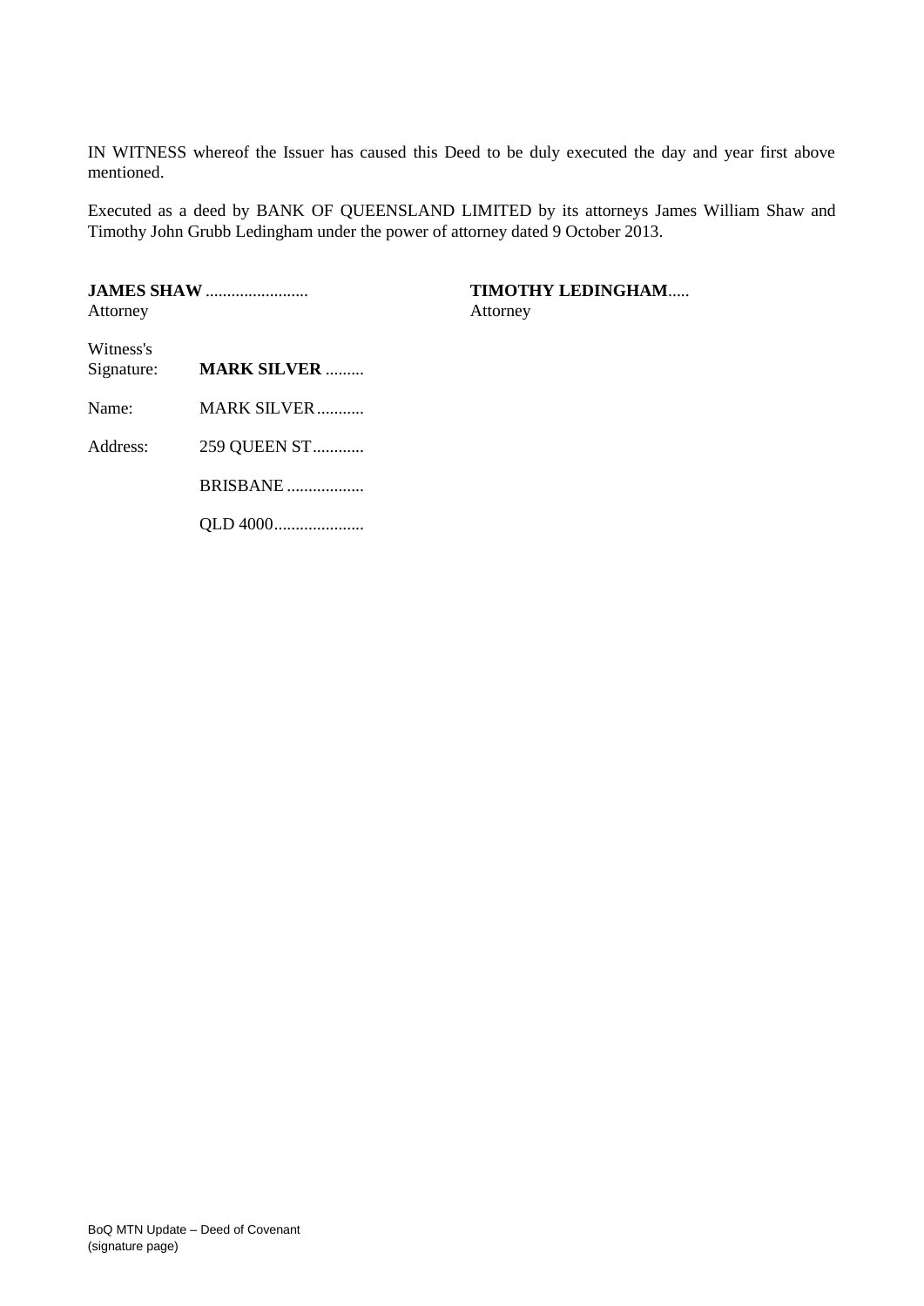IN WITNESS whereof the Issuer has caused this Deed to be duly executed the day and year first above mentioned.

Executed as a deed by BANK OF QUEENSLAND LIMITED by its attorneys James William Shaw and Timothy John Grubb Ledingham under the power of attorney dated 9 October 2013.

**JAMES SHAW** ........................
Attorney

**TIMOTHY LEDINGHAM**.....
Attorney

| | |
|---|---|
| Witness's Signature: | **MARK SILVER** ......... |
| Name: | MARK SILVER........... |
| Address: | 259 QUEEN ST............ |
| | BRISBANE .................. |
| | QLD 4000..................... |

BoQ MTN Update – Deed of Covenant
(signature page)